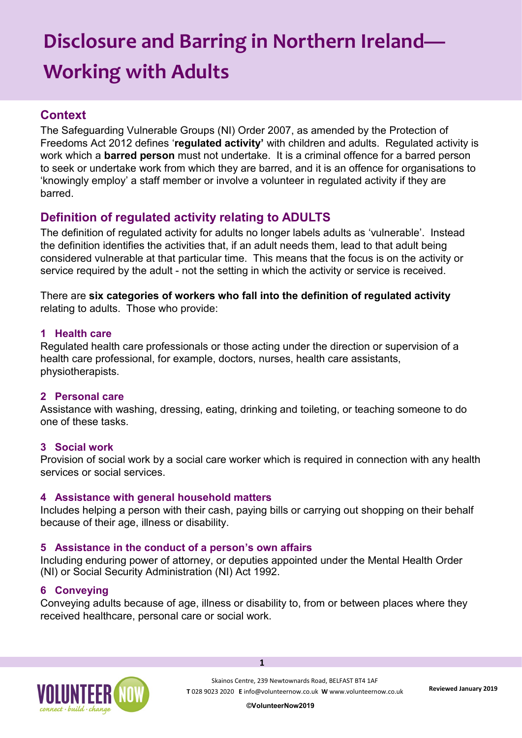# Disclosure and Barring in Northern Ireland—Working with Adults

## Context

The Safeguarding Vulnerable Groups (NI) Order 2007, as amended by the Protection of Freedoms Act 2012 defines '**regulated activity'** with children and adults. Regulated activity is work which a **barred person** must not undertake. It is a criminal offence for a barred person to seek or undertake work from which they are barred, and it is an offence for organisations to 'knowingly employ' a staff member or involve a volunteer in regulated activity if they are barred.

## Definition of regulated activity relating to ADULTS

The definition of regulated activity for adults no longer labels adults as 'vulnerable'. Instead the definition identifies the activities that, if an adult needs them, lead to that adult being considered vulnerable at that particular time. This means that the focus is on the activity or service required by the adult - not the setting in which the activity or service is received.

There are **six categories of workers who fall into the definition of regulated activity** relating to adults. Those who provide:

### 1 Health care

Regulated health care professionals or those acting under the direction or supervision of a health care professional, for example, doctors, nurses, health care assistants, physiotherapists.

### 2 Personal care

Assistance with washing, dressing, eating, drinking and toileting, or teaching someone to do one of these tasks.

### 3 Social work

Provision of social work by a social care worker which is required in connection with any health services or social services.

### 4 Assistance with general household matters

Includes helping a person with their cash, paying bills or carrying out shopping on their behalf because of their age, illness or disability.

### 5 Assistance in the conduct of a person's own affairs

Including enduring power of attorney, or deputies appointed under the Mental Health Order (NI) or Social Security Administration (NI) Act 1992.

### 6 Conveying

Conveying adults because of age, illness or disability to, from or between places where they received healthcare, personal care or social work.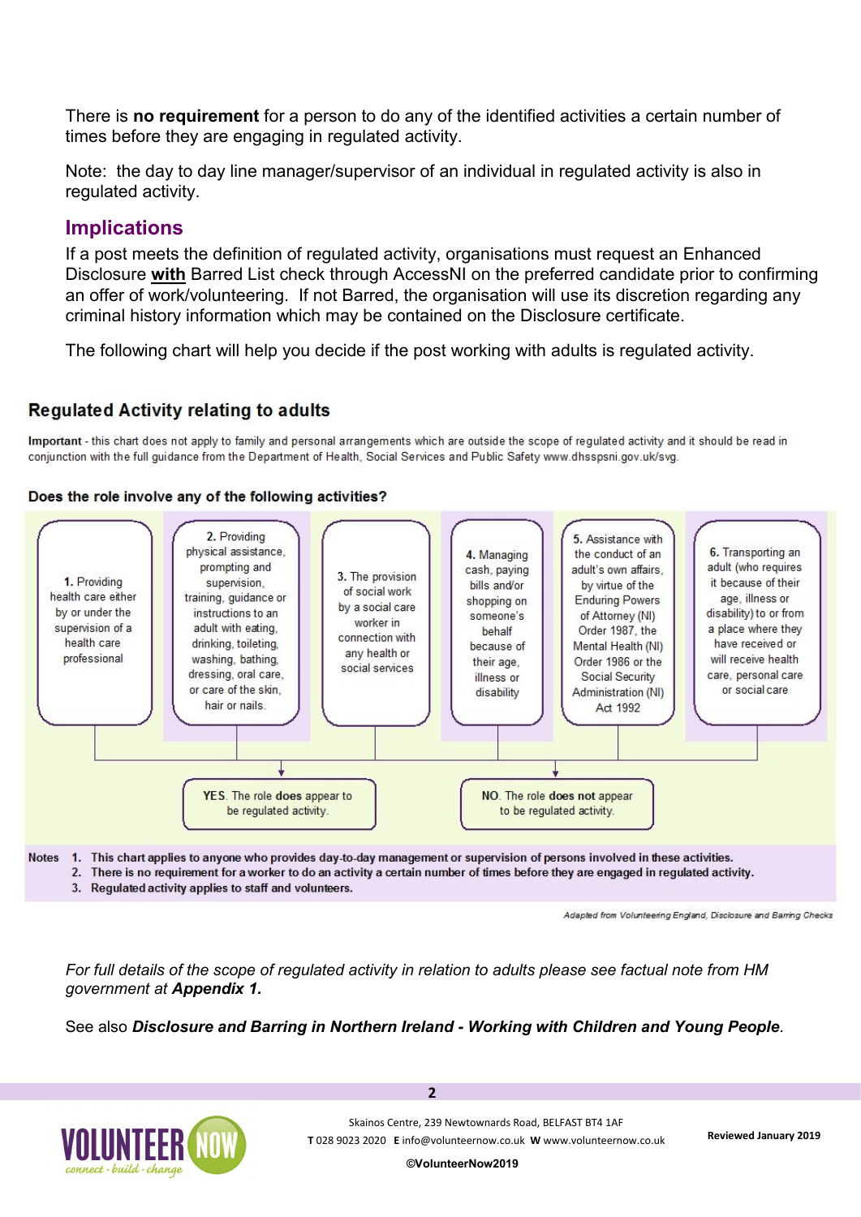There is **no requirement** for a person to do any of the identified activities a certain number of times before they are engaging in regulated activity.

Note: the day to day line manager/supervisor of an individual in regulated activity is also in regulated activity.

## Implications

If a post meets the definition of regulated activity, organisations must request an Enhanced Disclosure **with** Barred List check through AccessNI on the preferred candidate prior to confirming an offer of work/volunteering. If not Barred, the organisation will use its discretion regarding any criminal history information which may be contained on the Disclosure certificate.

The following chart will help you decide if the post working with adults is regulated activity.

### Regulated Activity relating to adults

**Important** - this chart does not apply to family and personal arrangements which are outside the scope of regulated activity and it should be read in conjunction with the full guidance from the Department of Health, Social Services and Public Safety www.dhsspsni.gov.uk/svg.

**Does the role involve any of the following activities?**

1. Providing health care either by or under the supervision of a health care professional
2. Providing physical assistance, prompting and supervision, training, guidance or instructions to an adult with eating, drinking, toileting, washing, bathing, dressing, oral care, or care of the skin, hair or nails.
3. The provision of social work by a social care worker in connection with any health or social services
4. Managing cash, paying bills and/or shopping on someone's behalf because of their age, illness or disability
5. Assistance with the conduct of an adult's own affairs, by virtue of the Enduring Powers of Attorney (NI) Order 1987, the Mental Health (NI) Order 1986 or the Social Security Administration (NI) Act 1992
6. Transporting an adult (who requires it because of their age, illness or disability) to or from a place where they have received or will receive health care, personal care or social care

**YES**. The role **does** appear to be regulated activity.

**NO**. The role **does not** appear to be regulated activity.

Notes

1. **This chart applies to anyone who provides day-to-day management or supervision of persons involved in these activities.**
2. **There is no requirement for a worker to do an activity a certain number of times before they are engaged in regulated activity.**
3. **Regulated activity applies to staff and volunteers.**

*Adapted from Volunteering England, Disclosure and Barring Checks*

*For full details of the scope of regulated activity in relation to adults please see factual note from HM government at **Appendix 1.***

See also ***Disclosure and Barring in Northern Ireland - Working with Children and Young People***.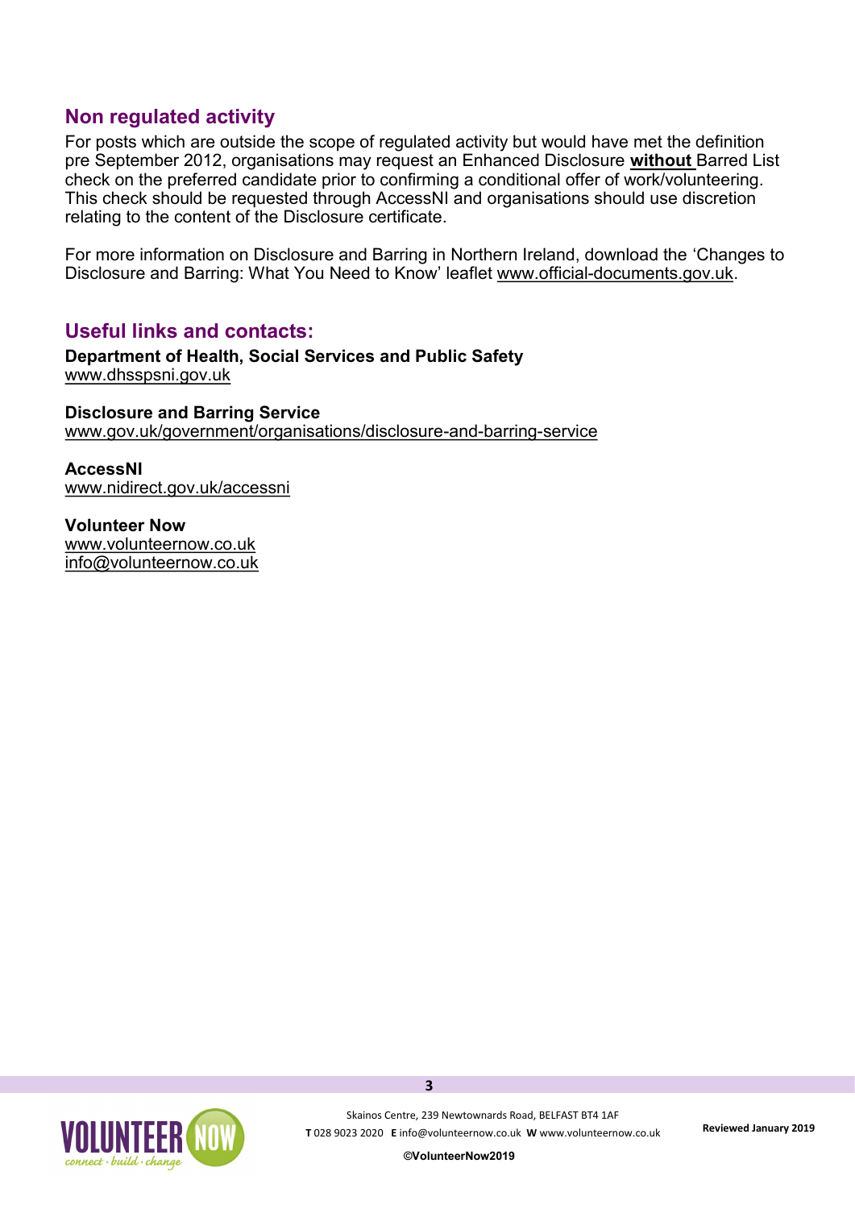## Non regulated activity

For posts which are outside the scope of regulated activity but would have met the definition pre September 2012, organisations may request an Enhanced Disclosure **without** Barred List check on the preferred candidate prior to confirming a conditional offer of work/volunteering. This check should be requested through AccessNI and organisations should use discretion relating to the content of the Disclosure certificate.

For more information on Disclosure and Barring in Northern Ireland, download the 'Changes to Disclosure and Barring: What You Need to Know' leaflet www.official-documents.gov.uk.

## Useful links and contacts:

**Department of Health, Social Services and Public Safety**
www.dhsspsni.gov.uk

**Disclosure and Barring Service**
www.gov.uk/government/organisations/disclosure-and-barring-service

**AccessNI**
www.nidirect.gov.uk/accessni

**Volunteer Now**
www.volunteernow.co.uk
info@volunteernow.co.uk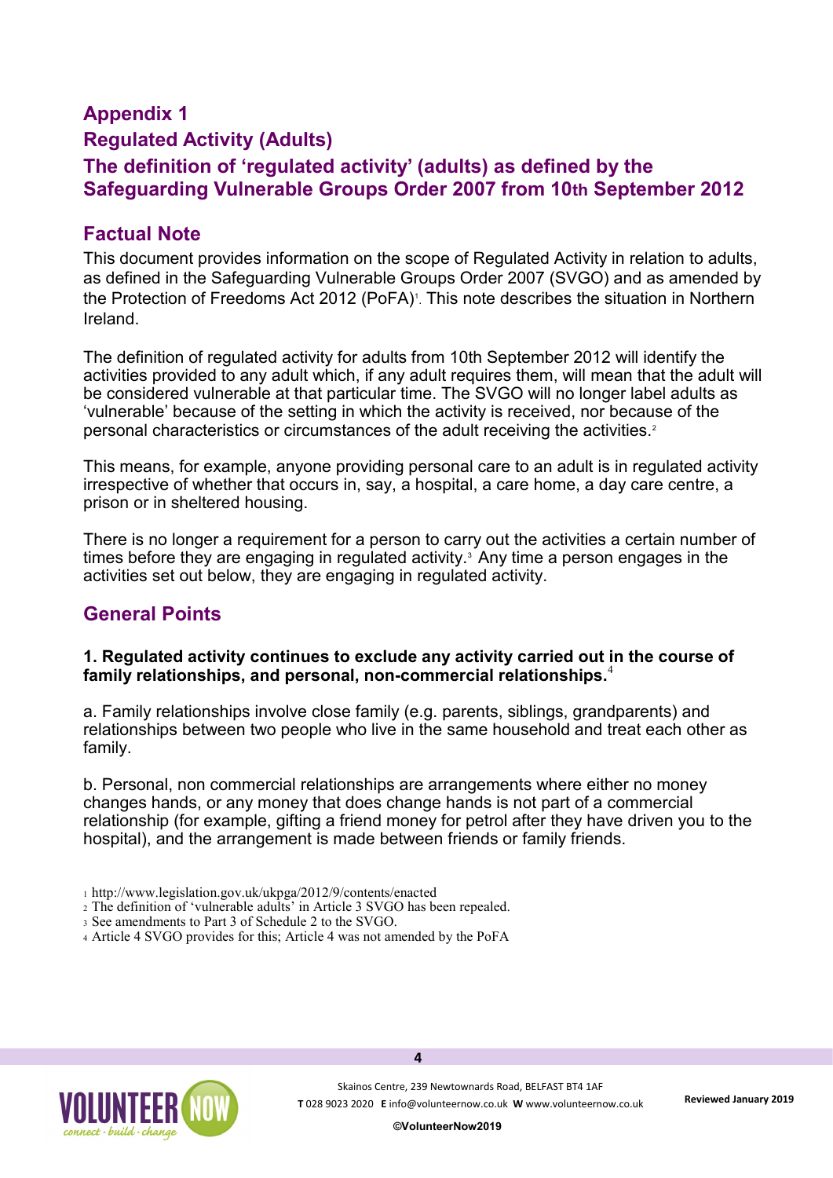## Appendix 1

## Regulated Activity (Adults)

## The definition of 'regulated activity' (adults) as defined by the Safeguarding Vulnerable Groups Order 2007 from 10th September 2012

### Factual Note

This document provides information on the scope of Regulated Activity in relation to adults, as defined in the Safeguarding Vulnerable Groups Order 2007 (SVGO) and as amended by the Protection of Freedoms Act 2012 (PoFA)[1]. This note describes the situation in Northern Ireland.

The definition of regulated activity for adults from 10th September 2012 will identify the activities provided to any adult which, if any adult requires them, will mean that the adult will be considered vulnerable at that particular time. The SVGO will no longer label adults as 'vulnerable' because of the setting in which the activity is received, nor because of the personal characteristics or circumstances of the adult receiving the activities.[2]

This means, for example, anyone providing personal care to an adult is in regulated activity irrespective of whether that occurs in, say, a hospital, a care home, a day care centre, a prison or in sheltered housing.

There is no longer a requirement for a person to carry out the activities a certain number of times before they are engaging in regulated activity.[3] Any time a person engages in the activities set out below, they are engaging in regulated activity.

### General Points

**1. Regulated activity continues to exclude any activity carried out in the course of family relationships, and personal, non-commercial relationships.**[4]

a. Family relationships involve close family (e.g. parents, siblings, grandparents) and relationships between two people who live in the same household and treat each other as family.

b. Personal, non commercial relationships are arrangements where either no money changes hands, or any money that does change hands is not part of a commercial relationship (for example, gifting a friend money for petrol after they have driven you to the hospital), and the arrangement is made between friends or family friends.

1 http://www.legislation.gov.uk/ukpga/2012/9/contents/enacted
2 The definition of 'vulnerable adults' in Article 3 SVGO has been repealed.
3 See amendments to Part 3 of Schedule 2 to the SVGO.
4 Article 4 SVGO provides for this; Article 4 was not amended by the PoFA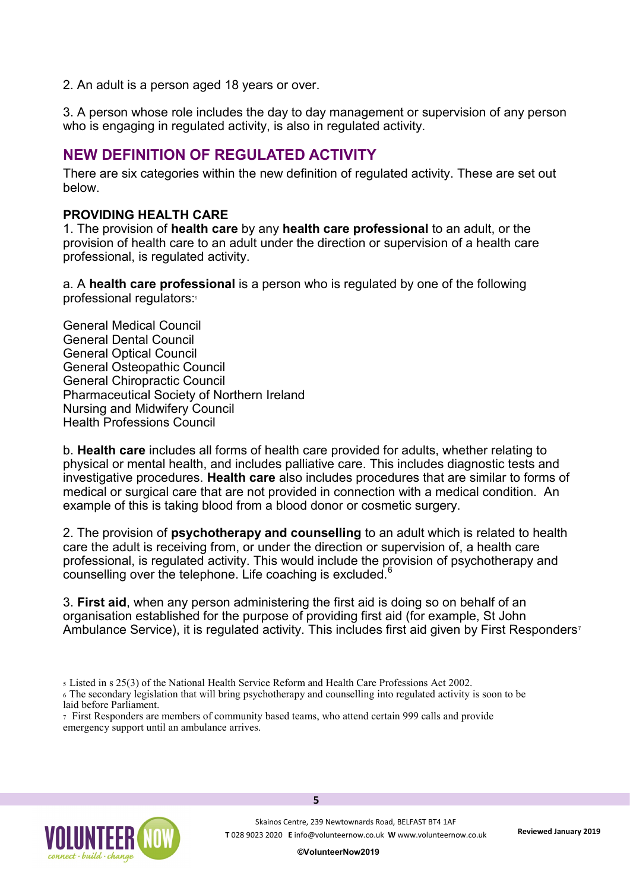2. An adult is a person aged 18 years or over.

3. A person whose role includes the day to day management or supervision of any person who is engaging in regulated activity, is also in regulated activity.

## NEW DEFINITION OF REGULATED ACTIVITY

There are six categories within the new definition of regulated activity. These are set out below.

### PROVIDING HEALTH CARE

1. The provision of **health care** by any **health care professional** to an adult, or the provision of health care to an adult under the direction or supervision of a health care professional, is regulated activity.

a. A **health care professional** is a person who is regulated by one of the following professional regulators:[5]

General Medical Council
General Dental Council
General Optical Council
General Osteopathic Council
General Chiropractic Council
Pharmaceutical Society of Northern Ireland
Nursing and Midwifery Council
Health Professions Council

b. **Health care** includes all forms of health care provided for adults, whether relating to physical or mental health, and includes palliative care. This includes diagnostic tests and investigative procedures. **Health care** also includes procedures that are similar to forms of medical or surgical care that are not provided in connection with a medical condition. An example of this is taking blood from a blood donor or cosmetic surgery.

2. The provision of **psychotherapy and counselling** to an adult which is related to health care the adult is receiving from, or under the direction or supervision of, a health care professional, is regulated activity. This would include the provision of psychotherapy and counselling over the telephone. Life coaching is excluded.[6]

3. **First aid**, when any person administering the first aid is doing so on behalf of an organisation established for the purpose of providing first aid (for example, St John Ambulance Service), it is regulated activity. This includes first aid given by First Responders[7]

---

[5] Listed in s 25(3) of the National Health Service Reform and Health Care Professions Act 2002.

[6] The secondary legislation that will bring psychotherapy and counselling into regulated activity is soon to be laid before Parliament.

[7] First Responders are members of community based teams, who attend certain 999 calls and provide emergency support until an ambulance arrives.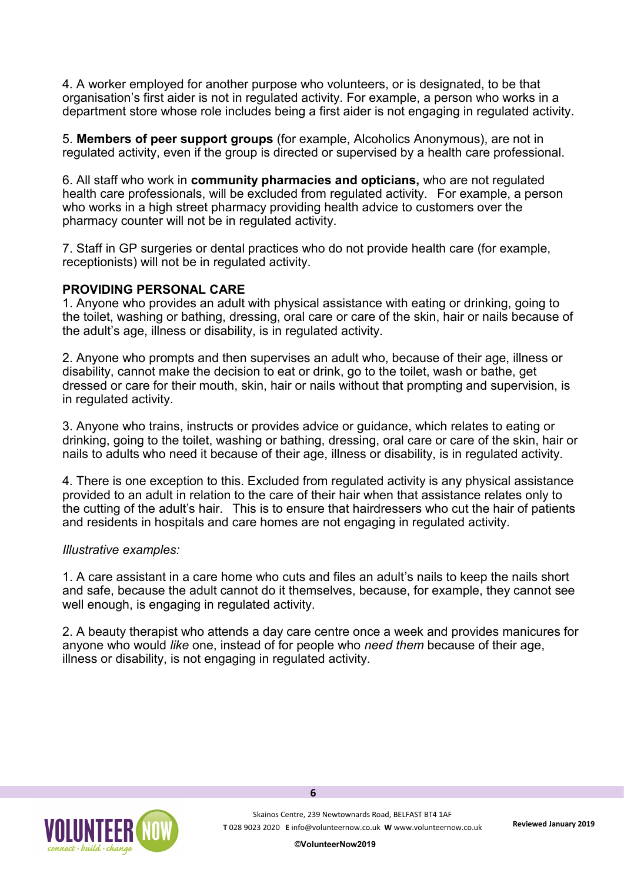4. A worker employed for another purpose who volunteers, or is designated, to be that organisation's first aider is not in regulated activity. For example, a person who works in a department store whose role includes being a first aider is not engaging in regulated activity.

5. **Members of peer support groups** (for example, Alcoholics Anonymous), are not in regulated activity, even if the group is directed or supervised by a health care professional.

6. All staff who work in **community pharmacies and opticians,** who are not regulated health care professionals, will be excluded from regulated activity. For example, a person who works in a high street pharmacy providing health advice to customers over the pharmacy counter will not be in regulated activity.

7. Staff in GP surgeries or dental practices who do not provide health care (for example, receptionists) will not be in regulated activity.

**PROVIDING PERSONAL CARE**

1. Anyone who provides an adult with physical assistance with eating or drinking, going to the toilet, washing or bathing, dressing, oral care or care of the skin, hair or nails because of the adult's age, illness or disability, is in regulated activity.

2. Anyone who prompts and then supervises an adult who, because of their age, illness or disability, cannot make the decision to eat or drink, go to the toilet, wash or bathe, get dressed or care for their mouth, skin, hair or nails without that prompting and supervision, is in regulated activity.

3. Anyone who trains, instructs or provides advice or guidance, which relates to eating or drinking, going to the toilet, washing or bathing, dressing, oral care or care of the skin, hair or nails to adults who need it because of their age, illness or disability, is in regulated activity.

4. There is one exception to this. Excluded from regulated activity is any physical assistance provided to an adult in relation to the care of their hair when that assistance relates only to the cutting of the adult's hair. This is to ensure that hairdressers who cut the hair of patients and residents in hospitals and care homes are not engaging in regulated activity.

*Illustrative examples:*

1. A care assistant in a care home who cuts and files an adult's nails to keep the nails short and safe, because the adult cannot do it themselves, because, for example, they cannot see well enough, is engaging in regulated activity.

2. A beauty therapist who attends a day care centre once a week and provides manicures for anyone who would *like* one, instead of for people who *need them* because of their age, illness or disability, is not engaging in regulated activity.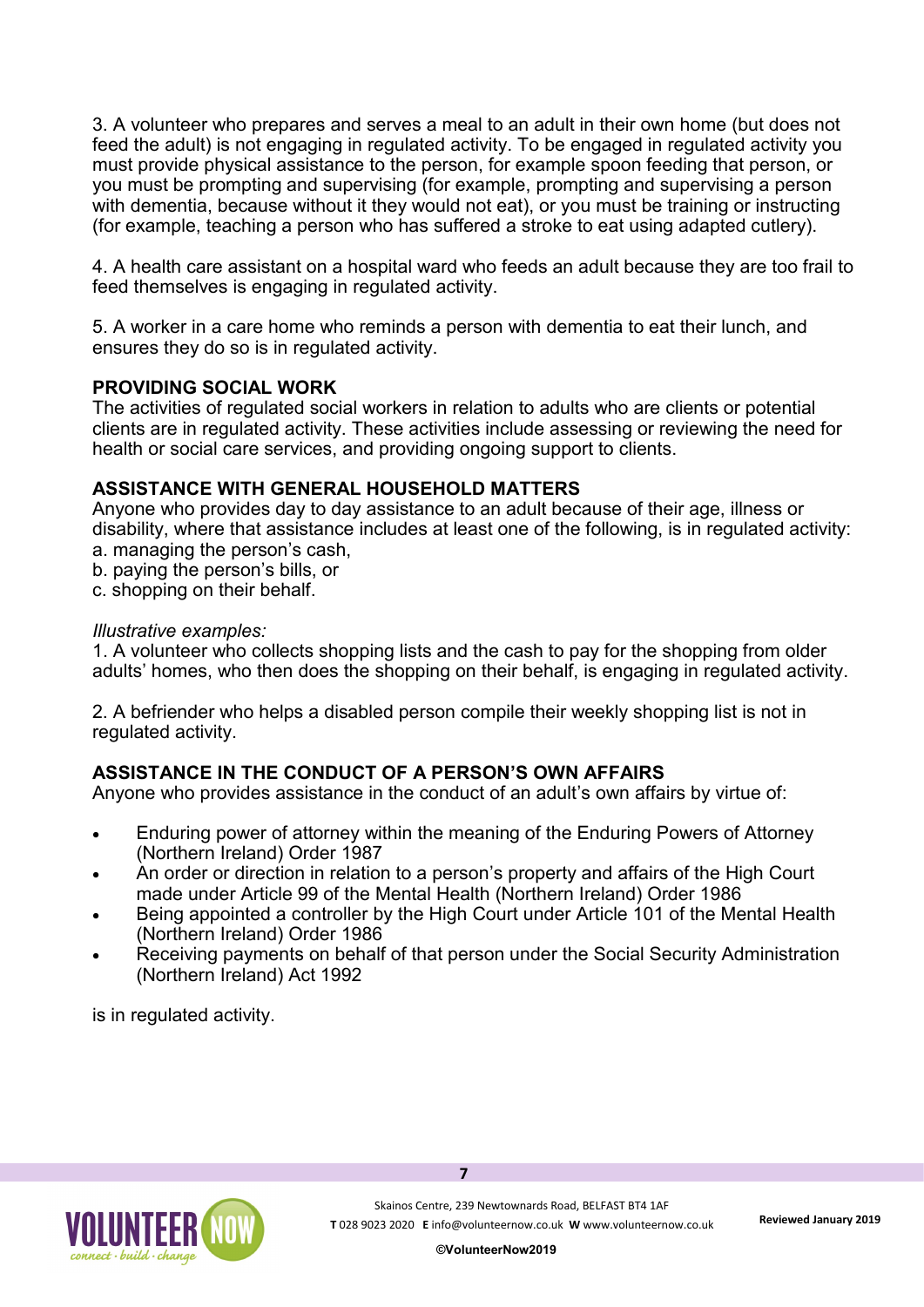3. A volunteer who prepares and serves a meal to an adult in their own home (but does not feed the adult) is not engaging in regulated activity. To be engaged in regulated activity you must provide physical assistance to the person, for example spoon feeding that person, or you must be prompting and supervising (for example, prompting and supervising a person with dementia, because without it they would not eat), or you must be training or instructing (for example, teaching a person who has suffered a stroke to eat using adapted cutlery).

4. A health care assistant on a hospital ward who feeds an adult because they are too frail to feed themselves is engaging in regulated activity.

5. A worker in a care home who reminds a person with dementia to eat their lunch, and ensures they do so is in regulated activity.

**PROVIDING SOCIAL WORK**

The activities of regulated social workers in relation to adults who are clients or potential clients are in regulated activity. These activities include assessing or reviewing the need for health or social care services, and providing ongoing support to clients.

**ASSISTANCE WITH GENERAL HOUSEHOLD MATTERS**

Anyone who provides day to day assistance to an adult because of their age, illness or disability, where that assistance includes at least one of the following, is in regulated activity:

a. managing the person's cash,
b. paying the person's bills, or
c. shopping on their behalf.

*Illustrative examples:*

1. A volunteer who collects shopping lists and the cash to pay for the shopping from older adults' homes, who then does the shopping on their behalf, is engaging in regulated activity.

2. A befriender who helps a disabled person compile their weekly shopping list is not in regulated activity.

**ASSISTANCE IN THE CONDUCT OF A PERSON'S OWN AFFAIRS**

Anyone who provides assistance in the conduct of an adult's own affairs by virtue of:

- Enduring power of attorney within the meaning of the Enduring Powers of Attorney (Northern Ireland) Order 1987
- An order or direction in relation to a person's property and affairs of the High Court made under Article 99 of the Mental Health (Northern Ireland) Order 1986
- Being appointed a controller by the High Court under Article 101 of the Mental Health (Northern Ireland) Order 1986
- Receiving payments on behalf of that person under the Social Security Administration (Northern Ireland) Act 1992

is in regulated activity.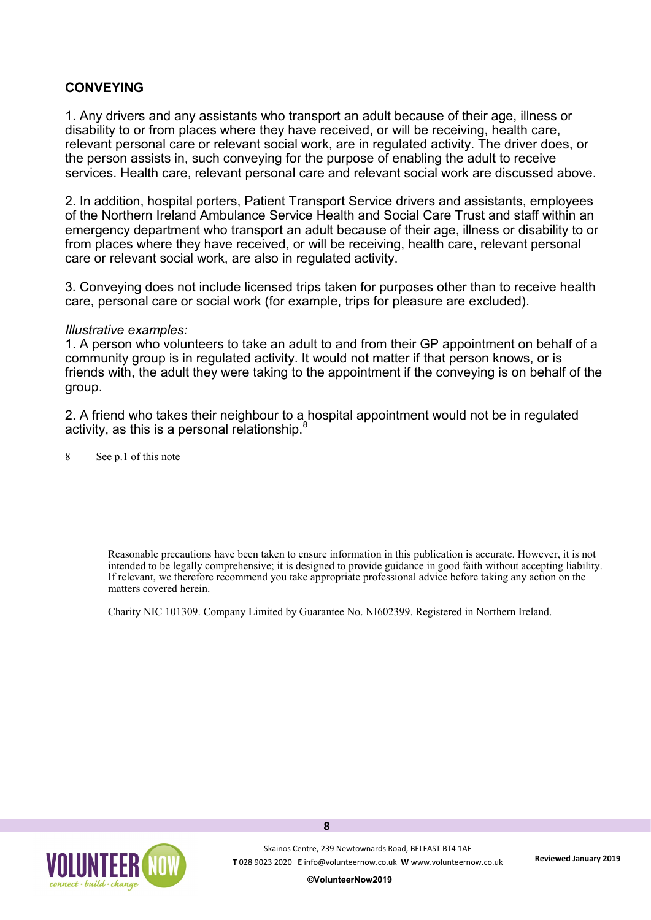## CONVEYING

1. Any drivers and any assistants who transport an adult because of their age, illness or disability to or from places where they have received, or will be receiving, health care, relevant personal care or relevant social work, are in regulated activity. The driver does, or the person assists in, such conveying for the purpose of enabling the adult to receive services. Health care, relevant personal care and relevant social work are discussed above.

2. In addition, hospital porters, Patient Transport Service drivers and assistants, employees of the Northern Ireland Ambulance Service Health and Social Care Trust and staff within an emergency department who transport an adult because of their age, illness or disability to or from places where they have received, or will be receiving, health care, relevant personal care or relevant social work, are also in regulated activity.

3. Conveying does not include licensed trips taken for purposes other than to receive health care, personal care or social work (for example, trips for pleasure are excluded).

*Illustrative examples:*

1. A person who volunteers to take an adult to and from their GP appointment on behalf of a community group is in regulated activity. It would not matter if that person knows, or is friends with, the adult they were taking to the appointment if the conveying is on behalf of the group.

2. A friend who takes their neighbour to a hospital appointment would not be in regulated activity, as this is a personal relationship.[8]

8 See p.1 of this note

Reasonable precautions have been taken to ensure information in this publication is accurate. However, it is not intended to be legally comprehensive; it is designed to provide guidance in good faith without accepting liability. If relevant, we therefore recommend you take appropriate professional advice before taking any action on the matters covered herein.

Charity NIC 101309. Company Limited by Guarantee No. NI602399. Registered in Northern Ireland.

Skainos Centre, 239 Newtownards Road, BELFAST BT4 1AF
**T** 028 9023 2020 **E** info@volunteernow.co.uk **W** www.volunteernow.co.uk

**Reviewed January 2019**

**©VolunteerNow2019**